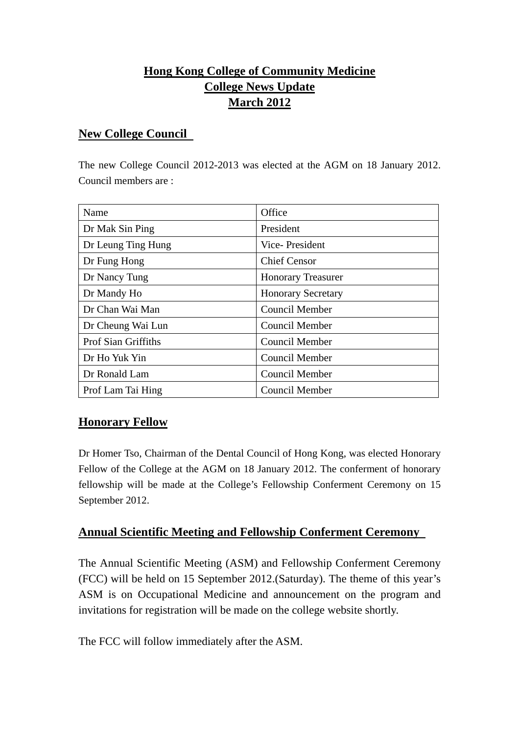# Hong Kong College of Community Medicine
# College News Update
# March 2012

## New College Council

The new College Council 2012-2013 was elected at the AGM on 18 January 2012. Council members are :

| Name | Office |
|---|---|
| Dr Mak Sin Ping | President |
| Dr Leung Ting Hung | Vice- President |
| Dr Fung Hong | Chief Censor |
| Dr Nancy Tung | Honorary Treasurer |
| Dr Mandy Ho | Honorary Secretary |
| Dr Chan Wai Man | Council Member |
| Dr Cheung Wai Lun | Council Member |
| Prof Sian Griffiths | Council Member |
| Dr Ho Yuk Yin | Council Member |
| Dr Ronald Lam | Council Member |
| Prof Lam Tai Hing | Council Member |

## Honorary Fellow

Dr Homer Tso, Chairman of the Dental Council of Hong Kong, was elected Honorary Fellow of the College at the AGM on 18 January 2012. The conferment of honorary fellowship will be made at the College's Fellowship Conferment Ceremony on 15 September 2012.

## Annual Scientific Meeting and Fellowship Conferment Ceremony

The Annual Scientific Meeting (ASM) and Fellowship Conferment Ceremony (FCC) will be held on 15 September 2012.(Saturday). The theme of this year's ASM is on Occupational Medicine and announcement on the program and invitations for registration will be made on the college website shortly.

The FCC will follow immediately after the ASM.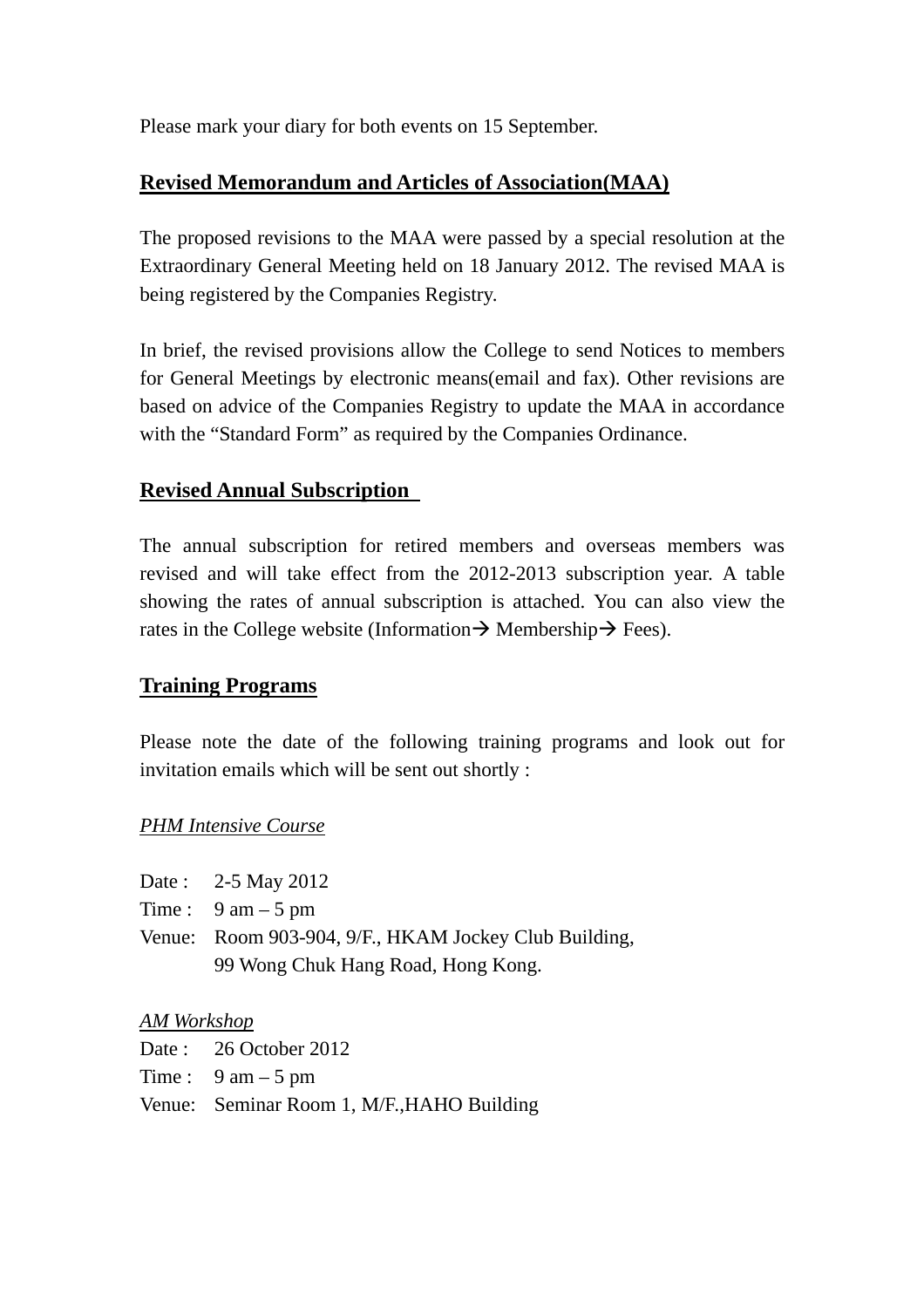Please mark your diary for both events on 15 September.

## Revised Memorandum and Articles of Association(MAA)

The proposed revisions to the MAA were passed by a special resolution at the Extraordinary General Meeting held on 18 January 2012. The revised MAA is being registered by the Companies Registry.

In brief, the revised provisions allow the College to send Notices to members for General Meetings by electronic means(email and fax). Other revisions are based on advice of the Companies Registry to update the MAA in accordance with the "Standard Form" as required by the Companies Ordinance.

## Revised Annual Subscription

The annual subscription for retired members and overseas members was revised and will take effect from the 2012-2013 subscription year. A table showing the rates of annual subscription is attached. You can also view the rates in the College website (Information→ Membership→ Fees).

## Training Programs

Please note the date of the following training programs and look out for invitation emails which will be sent out shortly :

*PHM Intensive Course*

Date : 2-5 May 2012
Time : 9 am – 5 pm
Venue: Room 903-904, 9/F., HKAM Jockey Club Building,
99 Wong Chuk Hang Road, Hong Kong.

*AM Workshop*
Date : 26 October 2012
Time : 9 am – 5 pm
Venue: Seminar Room 1, M/F.,HAHO Building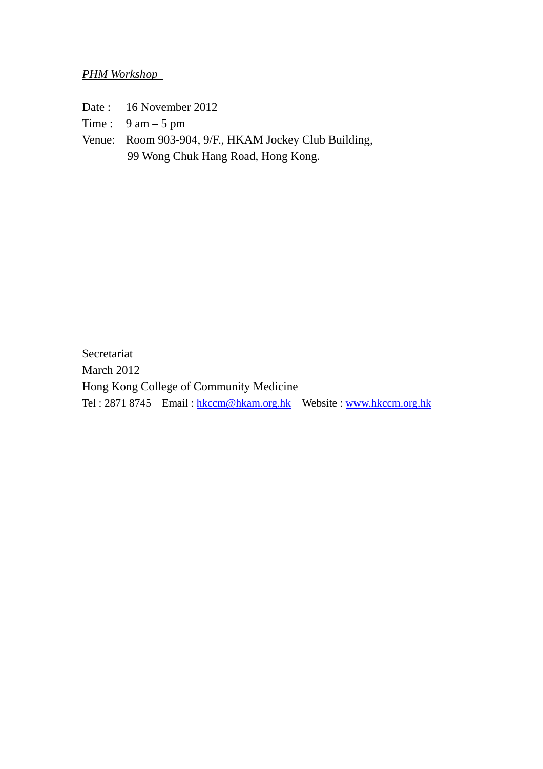*PHM Workshop*

Date : 16 November 2012

Time : 9 am – 5 pm

Venue: Room 903-904, 9/F., HKAM Jockey Club Building,
99 Wong Chuk Hang Road, Hong Kong.

Secretariat
March 2012
Hong Kong College of Community Medicine
Tel : 2871 8745 Email : hkccm@hkam.org.hk Website : www.hkccm.org.hk